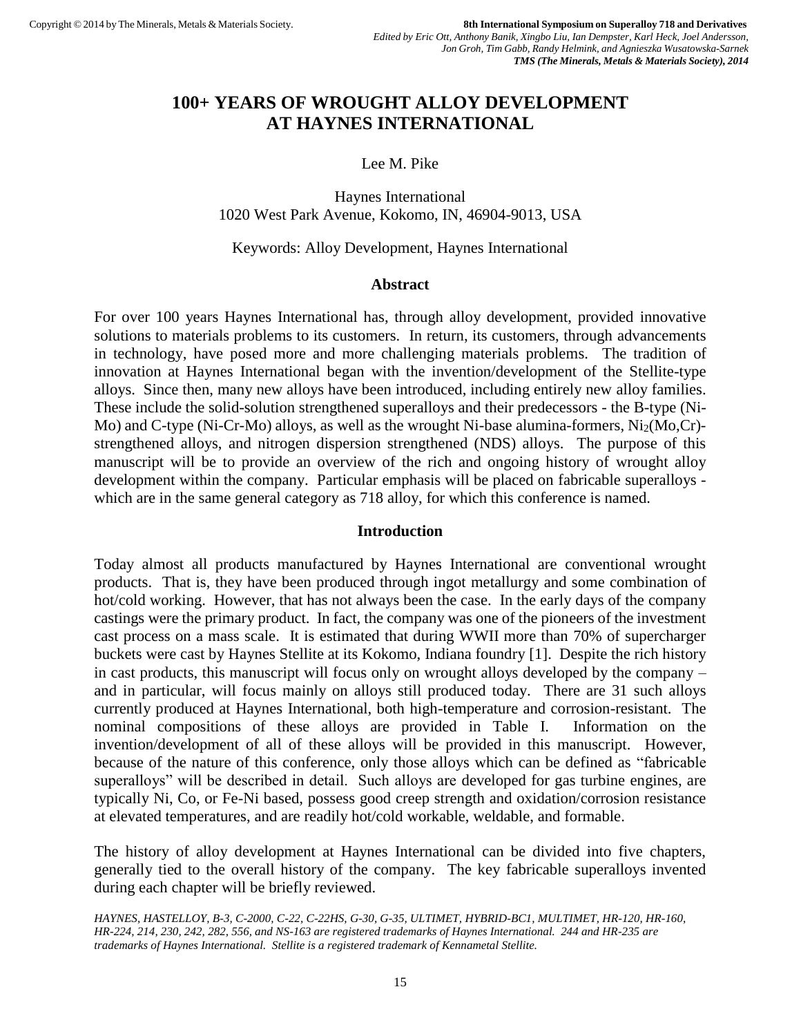# 100+ YEARS OF WROUGHT ALLOY DEVELOPMENT AT HAYNES INTERNATIONAL

Lee M. Pike

Haynes International
1020 West Park Avenue, Kokomo, IN, 46904-9013, USA

Keywords: Alloy Development, Haynes International

## Abstract

For over 100 years Haynes International has, through alloy development, provided innovative solutions to materials problems to its customers. In return, its customers, through advancements in technology, have posed more and more challenging materials problems. The tradition of innovation at Haynes International began with the invention/development of the Stellite-type alloys. Since then, many new alloys have been introduced, including entirely new alloy families. These include the solid-solution strengthened superalloys and their predecessors - the B-type (Ni-Mo) and C-type (Ni-Cr-Mo) alloys, as well as the wrought Ni-base alumina-formers, $Ni_2(Mo,Cr)$-strengthened alloys, and nitrogen dispersion strengthened (NDS) alloys. The purpose of this manuscript will be to provide an overview of the rich and ongoing history of wrought alloy development within the company. Particular emphasis will be placed on fabricable superalloys - which are in the same general category as 718 alloy, for which this conference is named.

## Introduction

Today almost all products manufactured by Haynes International are conventional wrought products. That is, they have been produced through ingot metallurgy and some combination of hot/cold working. However, that has not always been the case. In the early days of the company castings were the primary product. In fact, the company was one of the pioneers of the investment cast process on a mass scale. It is estimated that during WWII more than 70% of supercharger buckets were cast by Haynes Stellite at its Kokomo, Indiana foundry [1]. Despite the rich history in cast products, this manuscript will focus only on wrought alloys developed by the company – and in particular, will focus mainly on alloys still produced today. There are 31 such alloys currently produced at Haynes International, both high-temperature and corrosion-resistant. The nominal compositions of these alloys are provided in Table I. Information on the invention/development of all of these alloys will be provided in this manuscript. However, because of the nature of this conference, only those alloys which can be defined as "fabricable superalloys" will be described in detail. Such alloys are developed for gas turbine engines, are typically Ni, Co, or Fe-Ni based, possess good creep strength and oxidation/corrosion resistance at elevated temperatures, and are readily hot/cold workable, weldable, and formable.

The history of alloy development at Haynes International can be divided into five chapters, generally tied to the overall history of the company. The key fabricable superalloys invented during each chapter will be briefly reviewed.

*HAYNES, HASTELLOY, B-3, C-2000, C-22, C-22HS, G-30, G-35, ULTIMET, HYBRID-BC1, MULTIMET, HR-120, HR-160, HR-224, 214, 230, 242, 282, 556, and NS-163 are registered trademarks of Haynes International. 244 and HR-235 are trademarks of Haynes International. Stellite is a registered trademark of Kennametal Stellite.*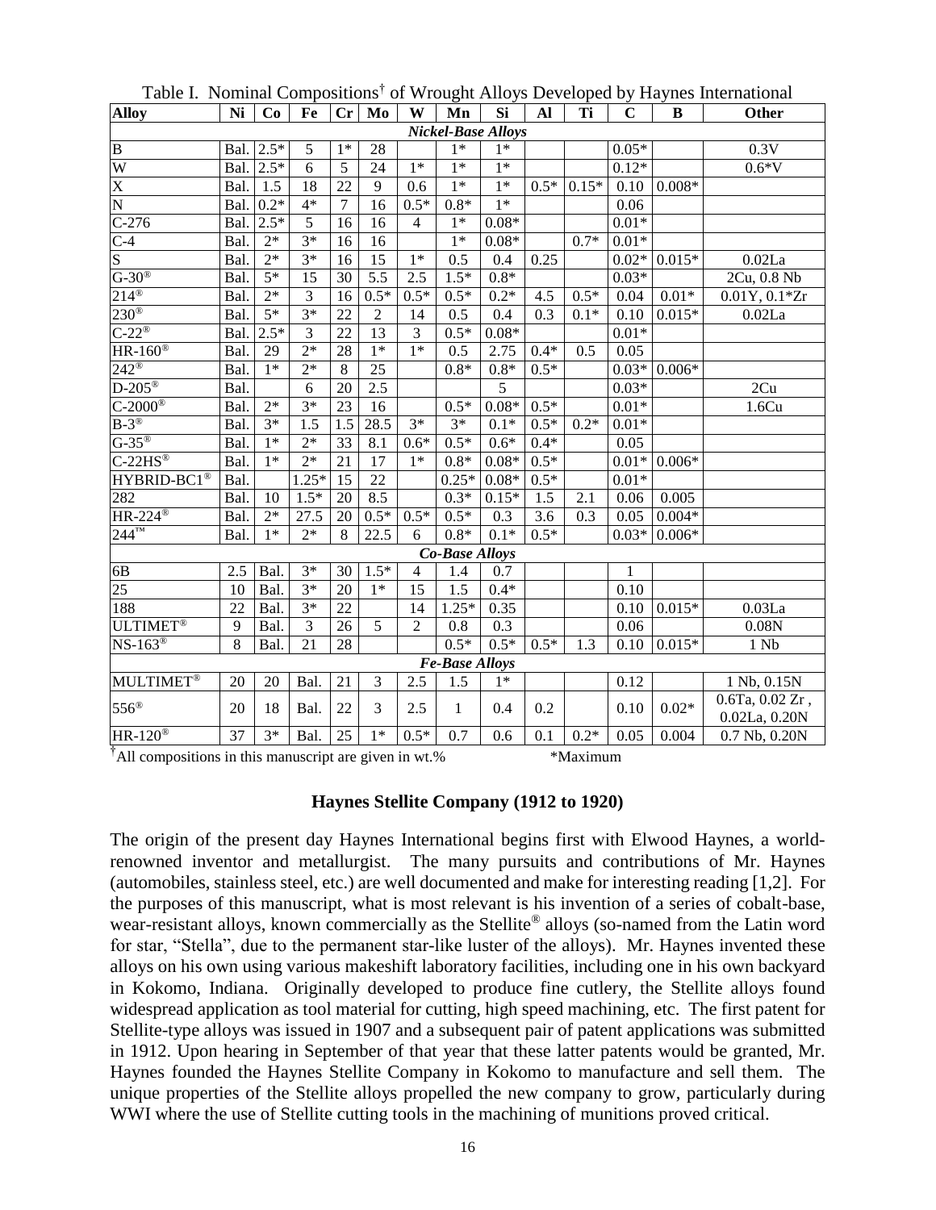Table I. Nominal Compositions† of Wrought Alloys Developed by Haynes International

| Alloy | Ni | Co | Fe | Cr | Mo | W | Mn | Si | Al | Ti | C | B | Other |
|---|---|---|---|---|---|---|---|---|---|---|---|---|---|
| ***Nickel-Base Alloys*** | | | | | | | | | | | | | |
| B | Bal. | 2.5* | 5 | 1* | 28 | | 1* | 1* | | | 0.05* | | 0.3V |
| W | Bal. | 2.5* | 6 | 5 | 24 | 1* | 1* | 1* | | | 0.12* | | 0.6*V |
| X | Bal. | 1.5 | 18 | 22 | 9 | 0.6 | 1* | 1* | 0.5* | 0.15* | 0.10 | 0.008* | |
| N | Bal. | 0.2* | 4* | 7 | 16 | 0.5* | 0.8* | 1* | | | 0.06 | | |
| C-276 | Bal. | 2.5* | 5 | 16 | 16 | 4 | 1* | 0.08* | | | 0.01* | | |
| C-4 | Bal. | 2* | 3* | 16 | 16 | | 1* | 0.08* | | 0.7* | 0.01* | | |
| S | Bal. | 2* | 3* | 16 | 15 | 1* | 0.5 | 0.4 | 0.25 | | 0.02* | 0.015* | 0.02La |
| G-30® | Bal. | 5* | 15 | 30 | 5.5 | 2.5 | 1.5* | 0.8* | | | 0.03* | | 2Cu, 0.8 Nb |
| 214® | Bal. | 2* | 3 | 16 | 0.5* | 0.5* | 0.5* | 0.2* | 4.5 | 0.5* | 0.04 | 0.01* | 0.01Y, 0.1*Zr |
| 230® | Bal. | 5* | 3* | 22 | 2 | 14 | 0.5 | 0.4 | 0.3 | 0.1* | 0.10 | 0.015* | 0.02La |
| C-22® | Bal. | 2.5* | 3 | 22 | 13 | 3 | 0.5* | 0.08* | | | 0.01* | | |
| HR-160® | Bal. | 29 | 2* | 28 | 1* | 1* | 0.5 | 2.75 | 0.4* | 0.5 | 0.05 | | |
| 242® | Bal. | 1* | 2* | 8 | 25 | | 0.8* | 0.8* | 0.5* | | 0.03* | 0.006* | |
| D-205® | Bal. | | 6 | 20 | 2.5 | | | 5 | | | 0.03* | | 2Cu |
| C-2000® | Bal. | 2* | 3* | 23 | 16 | | 0.5* | 0.08* | 0.5* | | 0.01* | | 1.6Cu |
| B-3® | Bal. | 3* | 1.5 | 1.5 | 28.5 | 3* | 3* | 0.1* | 0.5* | 0.2* | 0.01* | | |
| G-35® | Bal. | 1* | 2* | 33 | 8.1 | 0.6* | 0.5* | 0.6* | 0.4* | | 0.05 | | |
| C-22HS® | Bal. | 1* | 2* | 21 | 17 | 1* | 0.8* | 0.08* | 0.5* | | 0.01* | 0.006* | |
| HYBRID-BC1® | Bal. | | 1.25* | 15 | 22 | | 0.25* | 0.08* | 0.5* | | 0.01* | | |
| 282 | Bal. | 10 | 1.5* | 20 | 8.5 | | 0.3* | 0.15* | 1.5 | 2.1 | 0.06 | 0.005 | |
| HR-224® | Bal. | 2* | 27.5 | 20 | 0.5* | 0.5* | 0.5* | 0.3 | 3.6 | 0.3 | 0.05 | 0.004* | |
| 244™ | Bal. | 1* | 2* | 8 | 22.5 | 6 | 0.8* | 0.1* | 0.5* | | 0.03* | 0.006* | |
| ***Co-Base Alloys*** | | | | | | | | | | | | | |
| 6B | 2.5 | Bal. | 3* | 30 | 1.5* | 4 | 1.4 | 0.7 | | | 1 | | |
| 25 | 10 | Bal. | 3* | 20 | 1* | 15 | 1.5 | 0.4* | | | 0.10 | | |
| 188 | 22 | Bal. | 3* | 22 | | 14 | 1.25* | 0.35 | | | 0.10 | 0.015* | 0.03La |
| ULTIMET® | 9 | Bal. | 3 | 26 | 5 | 2 | 0.8 | 0.3 | | | 0.06 | | 0.08N |
| NS-163® | 8 | Bal. | 21 | 28 | | | 0.5* | 0.5* | 0.5* | 1.3 | 0.10 | 0.015* | 1 Nb |
| ***Fe-Base Alloys*** | | | | | | | | | | | | | |
| MULTIMET® | 20 | 20 | Bal. | 21 | 3 | 2.5 | 1.5 | 1* | | | 0.12 | | 1 Nb, 0.15N |
| 556® | 20 | 18 | Bal. | 22 | 3 | 2.5 | 1 | 0.4 | 0.2 | | 0.10 | 0.02* | 0.6Ta, 0.02 Zr, 0.02La, 0.20N |
| HR-120® | 37 | 3* | Bal. | 25 | 1* | 0.5* | 0.7 | 0.6 | 0.1 | 0.2* | 0.05 | 0.004 | 0.7 Nb, 0.20N |

†All compositions in this manuscript are given in wt.% *Maximum

### Haynes Stellite Company (1912 to 1920)

The origin of the present day Haynes International begins first with Elwood Haynes, a world-renowned inventor and metallurgist. The many pursuits and contributions of Mr. Haynes (automobiles, stainless steel, etc.) are well documented and make for interesting reading [1,2]. For the purposes of this manuscript, what is most relevant is his invention of a series of cobalt-base, wear-resistant alloys, known commercially as the Stellite® alloys (so-named from the Latin word for star, "Stella", due to the permanent star-like luster of the alloys). Mr. Haynes invented these alloys on his own using various makeshift laboratory facilities, including one in his own backyard in Kokomo, Indiana. Originally developed to produce fine cutlery, the Stellite alloys found widespread application as tool material for cutting, high speed machining, etc. The first patent for Stellite-type alloys was issued in 1907 and a subsequent pair of patent applications was submitted in 1912. Upon hearing in September of that year that these latter patents would be granted, Mr. Haynes founded the Haynes Stellite Company in Kokomo to manufacture and sell them. The unique properties of the Stellite alloys propelled the new company to grow, particularly during WWI where the use of Stellite cutting tools in the machining of munitions proved critical.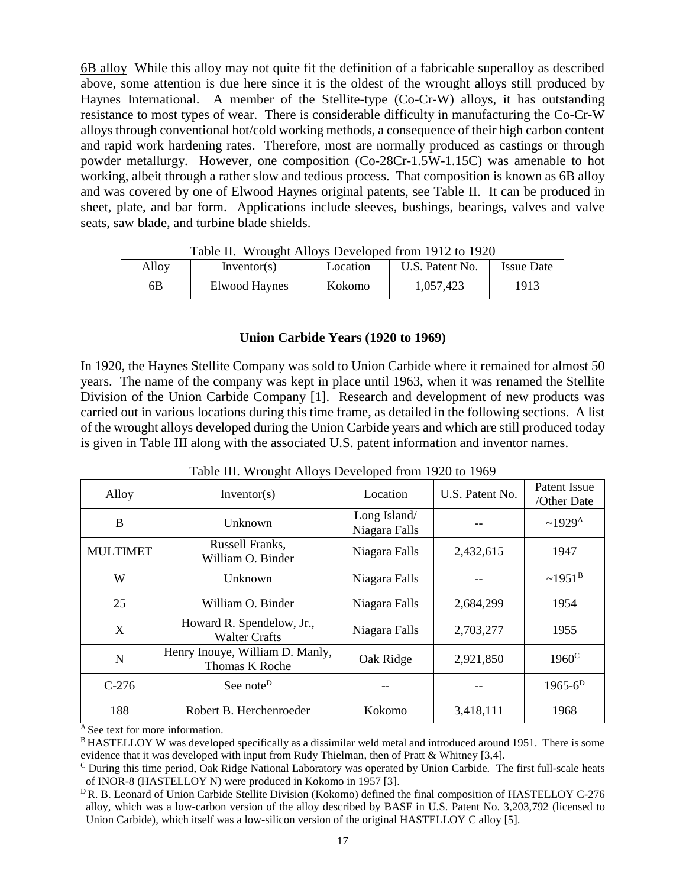6B alloy While this alloy may not quite fit the definition of a fabricable superalloy as described above, some attention is due here since it is the oldest of the wrought alloys still produced by Haynes International. A member of the Stellite-type (Co-Cr-W) alloys, it has outstanding resistance to most types of wear. There is considerable difficulty in manufacturing the Co-Cr-W alloys through conventional hot/cold working methods, a consequence of their high carbon content and rapid work hardening rates. Therefore, most are normally produced as castings or through powder metallurgy. However, one composition (Co-28Cr-1.5W-1.15C) was amenable to hot working, albeit through a rather slow and tedious process. That composition is known as 6B alloy and was covered by one of Elwood Haynes original patents, see Table II. It can be produced in sheet, plate, and bar form. Applications include sleeves, bushings, bearings, valves and valve seats, saw blade, and turbine blade shields.

Table II. Wrought Alloys Developed from 1912 to 1920

| Alloy | Inventor(s) | Location | U.S. Patent No. | Issue Date |
|---|---|---|---|---|
| 6B | Elwood Haynes | Kokomo | 1,057,423 | 1913 |

## Union Carbide Years (1920 to 1969)

In 1920, the Haynes Stellite Company was sold to Union Carbide where it remained for almost 50 years. The name of the company was kept in place until 1963, when it was renamed the Stellite Division of the Union Carbide Company [1]. Research and development of new products was carried out in various locations during this time frame, as detailed in the following sections. A list of the wrought alloys developed during the Union Carbide years and which are still produced today is given in Table III along with the associated U.S. patent information and inventor names.

Table III. Wrought Alloys Developed from 1920 to 1969

| Alloy | Inventor(s) | Location | U.S. Patent No. | Patent Issue /Other Date |
|---|---|---|---|---|
| B | Unknown | Long Island/ Niagara Falls | -- | ~1929[A] |
| MULTIMET | Russell Franks, William O. Binder | Niagara Falls | 2,432,615 | 1947 |
| W | Unknown | Niagara Falls | -- | ~1951[B] |
| 25 | William O. Binder | Niagara Falls | 2,684,299 | 1954 |
| X | Howard R. Spendelow, Jr., Walter Crafts | Niagara Falls | 2,703,277 | 1955 |
| N | Henry Inouye, William D. Manly, Thomas K Roche | Oak Ridge | 2,921,850 | 1960[C] |
| C-276 | See note[D] | -- | -- | 1965-6[D] |
| 188 | Robert B. Herchenroeder | Kokomo | 3,418,111 | 1968 |

[A] See text for more information.

[B] HASTELLOY W was developed specifically as a dissimilar weld metal and introduced around 1951. There is some evidence that it was developed with input from Rudy Thielman, then of Pratt & Whitney [3,4].

[C] During this time period, Oak Ridge National Laboratory was operated by Union Carbide. The first full-scale heats of INOR-8 (HASTELLOY N) were produced in Kokomo in 1957 [3].

[D] R. B. Leonard of Union Carbide Stellite Division (Kokomo) defined the final composition of HASTELLOY C-276 alloy, which was a low-carbon version of the alloy described by BASF in U.S. Patent No. 3,203,792 (licensed to Union Carbide), which itself was a low-silicon version of the original HASTELLOY C alloy [5].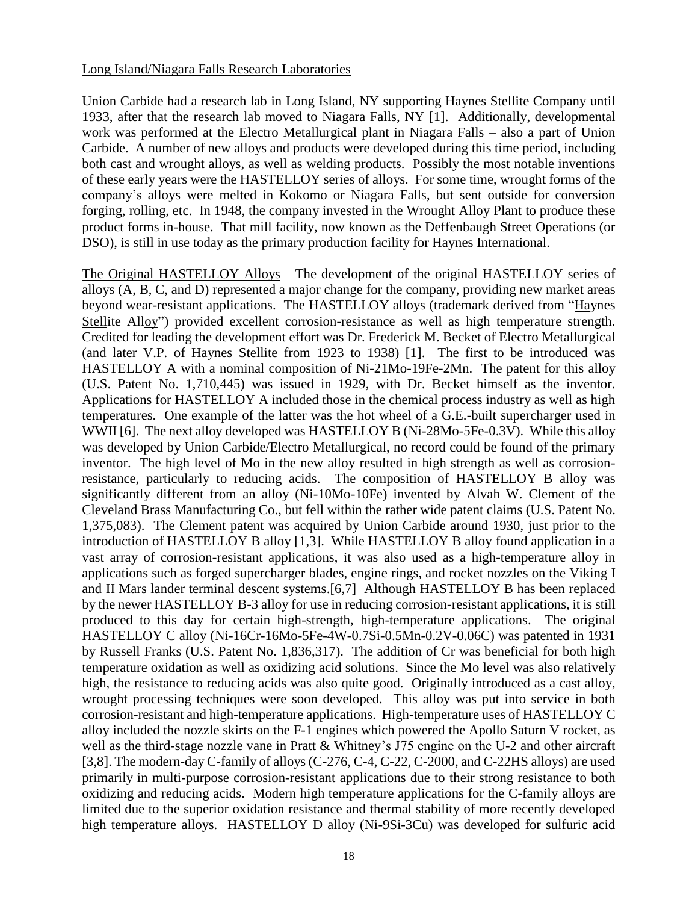## Long Island/Niagara Falls Research Laboratories

Union Carbide had a research lab in Long Island, NY supporting Haynes Stellite Company until 1933, after that the research lab moved to Niagara Falls, NY [1]. Additionally, developmental work was performed at the Electro Metallurgical plant in Niagara Falls – also a part of Union Carbide. A number of new alloys and products were developed during this time period, including both cast and wrought alloys, as well as welding products. Possibly the most notable inventions of these early years were the HASTELLOY series of alloys. For some time, wrought forms of the company's alloys were melted in Kokomo or Niagara Falls, but sent outside for conversion forging, rolling, etc. In 1948, the company invested in the Wrought Alloy Plant to produce these product forms in-house. That mill facility, now known as the Deffenbaugh Street Operations (or DSO), is still in use today as the primary production facility for Haynes International.

The Original HASTELLOY Alloys The development of the original HASTELLOY series of alloys (A, B, C, and D) represented a major change for the company, providing new market areas beyond wear-resistant applications. The HASTELLOY alloys (trademark derived from "Haynes Stellite Alloy") provided excellent corrosion-resistance as well as high temperature strength. Credited for leading the development effort was Dr. Frederick M. Becket of Electro Metallurgical (and later V.P. of Haynes Stellite from 1923 to 1938) [1]. The first to be introduced was HASTELLOY A with a nominal composition of Ni-21Mo-19Fe-2Mn. The patent for this alloy (U.S. Patent No. 1,710,445) was issued in 1929, with Dr. Becket himself as the inventor. Applications for HASTELLOY A included those in the chemical process industry as well as high temperatures. One example of the latter was the hot wheel of a G.E.-built supercharger used in WWII [6]. The next alloy developed was HASTELLOY B (Ni-28Mo-5Fe-0.3V). While this alloy was developed by Union Carbide/Electro Metallurgical, no record could be found of the primary inventor. The high level of Mo in the new alloy resulted in high strength as well as corrosion-resistance, particularly to reducing acids. The composition of HASTELLOY B alloy was significantly different from an alloy (Ni-10Mo-10Fe) invented by Alvah W. Clement of the Cleveland Brass Manufacturing Co., but fell within the rather wide patent claims (U.S. Patent No. 1,375,083). The Clement patent was acquired by Union Carbide around 1930, just prior to the introduction of HASTELLOY B alloy [1,3]. While HASTELLOY B alloy found application in a vast array of corrosion-resistant applications, it was also used as a high-temperature alloy in applications such as forged supercharger blades, engine rings, and rocket nozzles on the Viking I and II Mars lander terminal descent systems.[6,7] Although HASTELLOY B has been replaced by the newer HASTELLOY B-3 alloy for use in reducing corrosion-resistant applications, it is still produced to this day for certain high-strength, high-temperature applications. The original HASTELLOY C alloy (Ni-16Cr-16Mo-5Fe-4W-0.7Si-0.5Mn-0.2V-0.06C) was patented in 1931 by Russell Franks (U.S. Patent No. 1,836,317). The addition of Cr was beneficial for both high temperature oxidation as well as oxidizing acid solutions. Since the Mo level was also relatively high, the resistance to reducing acids was also quite good. Originally introduced as a cast alloy, wrought processing techniques were soon developed. This alloy was put into service in both corrosion-resistant and high-temperature applications. High-temperature uses of HASTELLOY C alloy included the nozzle skirts on the F-1 engines which powered the Apollo Saturn V rocket, as well as the third-stage nozzle vane in Pratt & Whitney's J75 engine on the U-2 and other aircraft [3,8]. The modern-day C-family of alloys (C-276, C-4, C-22, C-2000, and C-22HS alloys) are used primarily in multi-purpose corrosion-resistant applications due to their strong resistance to both oxidizing and reducing acids. Modern high temperature applications for the C-family alloys are limited due to the superior oxidation resistance and thermal stability of more recently developed high temperature alloys. HASTELLOY D alloy (Ni-9Si-3Cu) was developed for sulfuric acid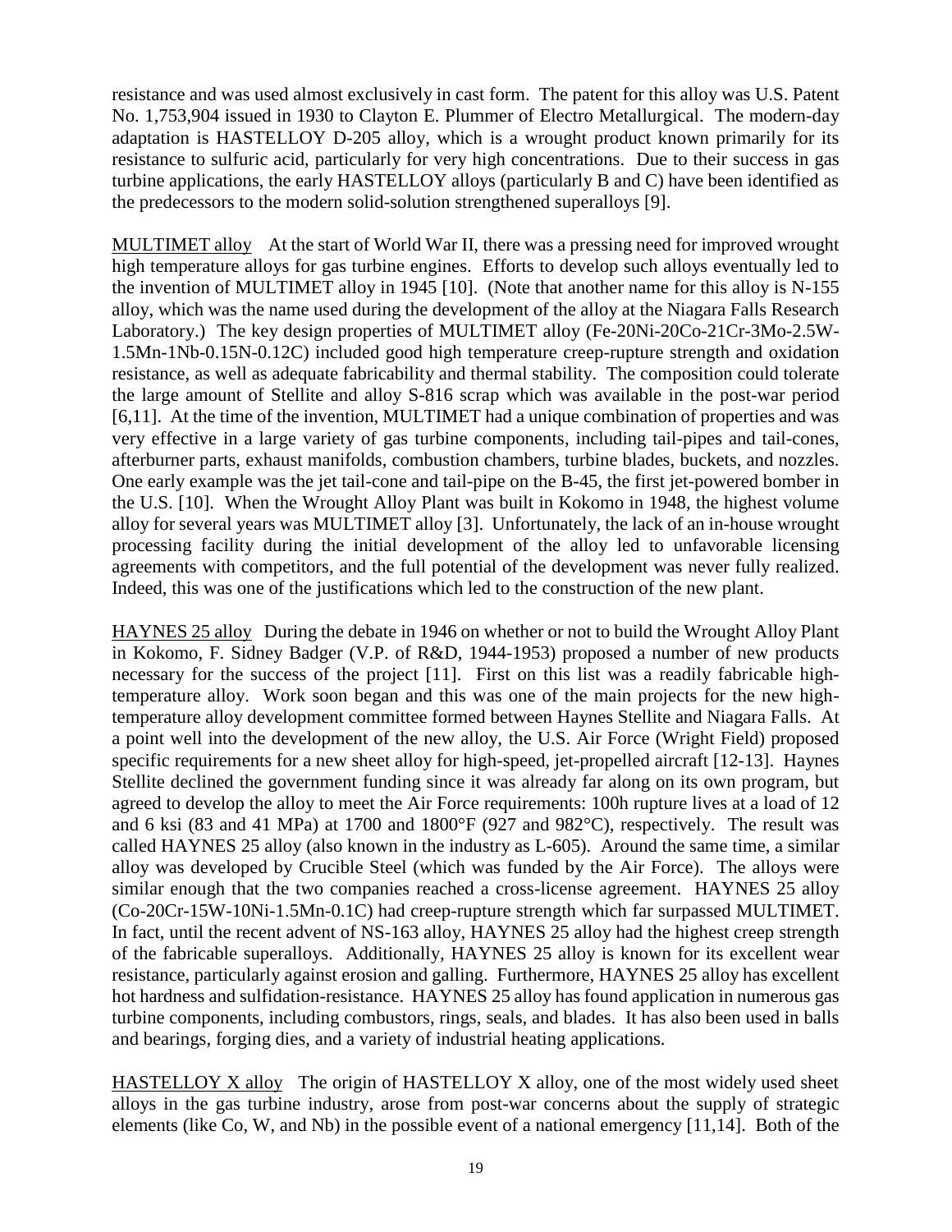resistance and was used almost exclusively in cast form. The patent for this alloy was U.S. Patent No. 1,753,904 issued in 1930 to Clayton E. Plummer of Electro Metallurgical. The modern-day adaptation is HASTELLOY D-205 alloy, which is a wrought product known primarily for its resistance to sulfuric acid, particularly for very high concentrations. Due to their success in gas turbine applications, the early HASTELLOY alloys (particularly B and C) have been identified as the predecessors to the modern solid-solution strengthened superalloys [9].

MULTIMET alloy At the start of World War II, there was a pressing need for improved wrought high temperature alloys for gas turbine engines. Efforts to develop such alloys eventually led to the invention of MULTIMET alloy in 1945 [10]. (Note that another name for this alloy is N-155 alloy, which was the name used during the development of the alloy at the Niagara Falls Research Laboratory.) The key design properties of MULTIMET alloy (Fe-20Ni-20Co-21Cr-3Mo-2.5W-1.5Mn-1Nb-0.15N-0.12C) included good high temperature creep-rupture strength and oxidation resistance, as well as adequate fabricability and thermal stability. The composition could tolerate the large amount of Stellite and alloy S-816 scrap which was available in the post-war period [6,11]. At the time of the invention, MULTIMET had a unique combination of properties and was very effective in a large variety of gas turbine components, including tail-pipes and tail-cones, afterburner parts, exhaust manifolds, combustion chambers, turbine blades, buckets, and nozzles. One early example was the jet tail-cone and tail-pipe on the B-45, the first jet-powered bomber in the U.S. [10]. When the Wrought Alloy Plant was built in Kokomo in 1948, the highest volume alloy for several years was MULTIMET alloy [3]. Unfortunately, the lack of an in-house wrought processing facility during the initial development of the alloy led to unfavorable licensing agreements with competitors, and the full potential of the development was never fully realized. Indeed, this was one of the justifications which led to the construction of the new plant.

HAYNES 25 alloy During the debate in 1946 on whether or not to build the Wrought Alloy Plant in Kokomo, F. Sidney Badger (V.P. of R&D, 1944-1953) proposed a number of new products necessary for the success of the project [11]. First on this list was a readily fabricable high-temperature alloy. Work soon began and this was one of the main projects for the new high-temperature alloy development committee formed between Haynes Stellite and Niagara Falls. At a point well into the development of the new alloy, the U.S. Air Force (Wright Field) proposed specific requirements for a new sheet alloy for high-speed, jet-propelled aircraft [12-13]. Haynes Stellite declined the government funding since it was already far along on its own program, but agreed to develop the alloy to meet the Air Force requirements: 100h rupture lives at a load of 12 and 6 ksi (83 and 41 MPa) at 1700 and 1800°F (927 and 982°C), respectively. The result was called HAYNES 25 alloy (also known in the industry as L-605). Around the same time, a similar alloy was developed by Crucible Steel (which was funded by the Air Force). The alloys were similar enough that the two companies reached a cross-license agreement. HAYNES 25 alloy (Co-20Cr-15W-10Ni-1.5Mn-0.1C) had creep-rupture strength which far surpassed MULTIMET. In fact, until the recent advent of NS-163 alloy, HAYNES 25 alloy had the highest creep strength of the fabricable superalloys. Additionally, HAYNES 25 alloy is known for its excellent wear resistance, particularly against erosion and galling. Furthermore, HAYNES 25 alloy has excellent hot hardness and sulfidation-resistance. HAYNES 25 alloy has found application in numerous gas turbine components, including combustors, rings, seals, and blades. It has also been used in balls and bearings, forging dies, and a variety of industrial heating applications.

HASTELLOY X alloy The origin of HASTELLOY X alloy, one of the most widely used sheet alloys in the gas turbine industry, arose from post-war concerns about the supply of strategic elements (like Co, W, and Nb) in the possible event of a national emergency [11,14]. Both of the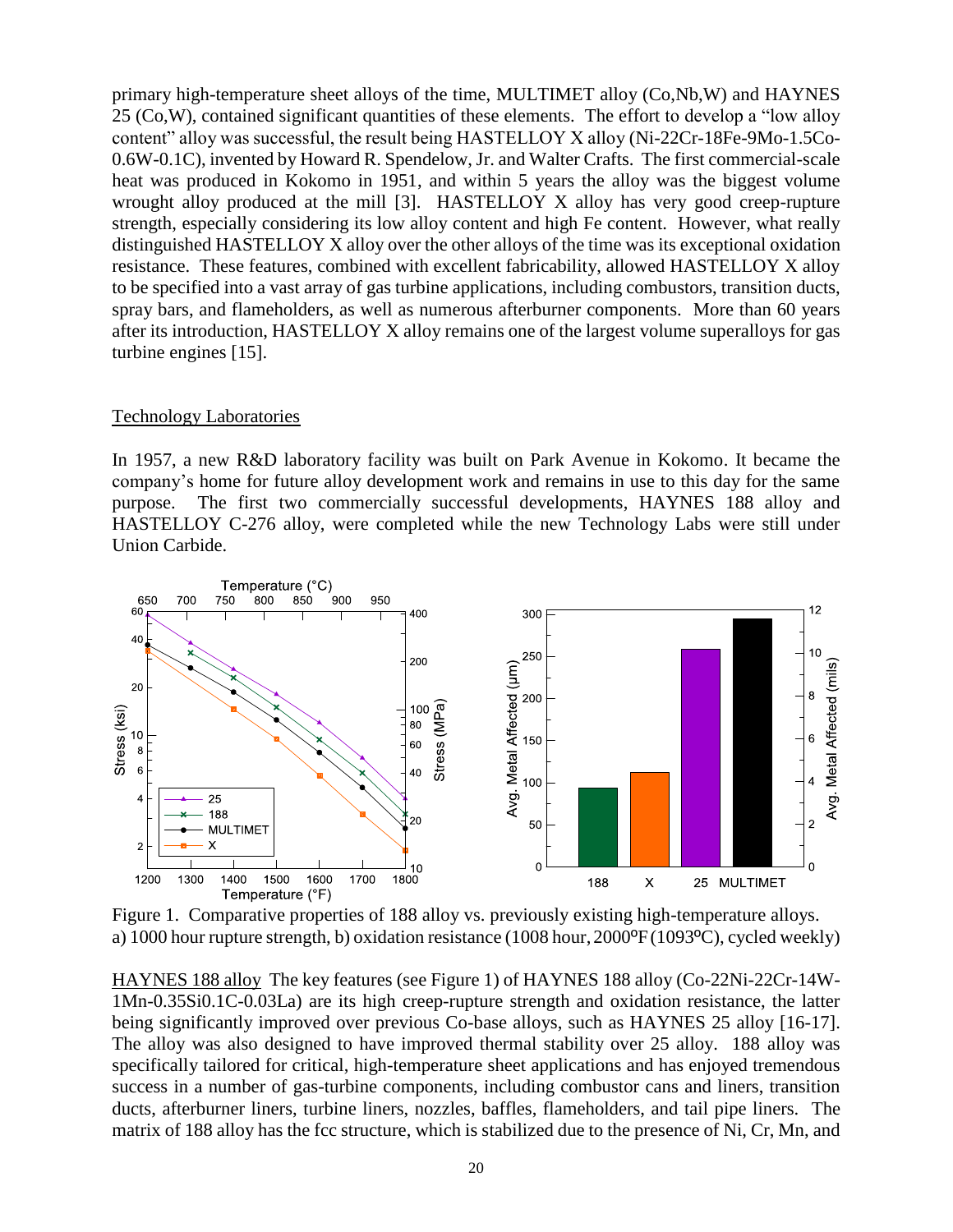primary high-temperature sheet alloys of the time, MULTIMET alloy (Co,Nb,W) and HAYNES 25 (Co,W), contained significant quantities of these elements. The effort to develop a "low alloy content" alloy was successful, the result being HASTELLOY X alloy (Ni-22Cr-18Fe-9Mo-1.5Co-0.6W-0.1C), invented by Howard R. Spendelow, Jr. and Walter Crafts. The first commercial-scale heat was produced in Kokomo in 1951, and within 5 years the alloy was the biggest volume wrought alloy produced at the mill [3]. HASTELLOY X alloy has very good creep-rupture strength, especially considering its low alloy content and high Fe content. However, what really distinguished HASTELLOY X alloy over the other alloys of the time was its exceptional oxidation resistance. These features, combined with excellent fabricability, allowed HASTELLOY X alloy to be specified into a vast array of gas turbine applications, including combustors, transition ducts, spray bars, and flameholders, as well as numerous afterburner components. More than 60 years after its introduction, HASTELLOY X alloy remains one of the largest volume superalloys for gas turbine engines [15].

## Technology Laboratories

In 1957, a new R&D laboratory facility was built on Park Avenue in Kokomo. It became the company's home for future alloy development work and remains in use to this day for the same purpose. The first two commercially successful developments, HAYNES 188 alloy and HASTELLOY C-276 alloy, were completed while the new Technology Labs were still under Union Carbide.

Figure 1. Comparative properties of 188 alloy vs. previously existing high-temperature alloys. a) 1000 hour rupture strength, b) oxidation resistance (1008 hour, 2000ºF (1093ºC), cycled weekly)

HAYNES 188 alloy The key features (see Figure 1) of HAYNES 188 alloy (Co-22Ni-22Cr-14W-1Mn-0.35Si0.1C-0.03La) are its high creep-rupture strength and oxidation resistance, the latter being significantly improved over previous Co-base alloys, such as HAYNES 25 alloy [16-17]. The alloy was also designed to have improved thermal stability over 25 alloy. 188 alloy was specifically tailored for critical, high-temperature sheet applications and has enjoyed tremendous success in a number of gas-turbine components, including combustor cans and liners, transition ducts, afterburner liners, turbine liners, nozzles, baffles, flameholders, and tail pipe liners. The matrix of 188 alloy has the fcc structure, which is stabilized due to the presence of Ni, Cr, Mn, and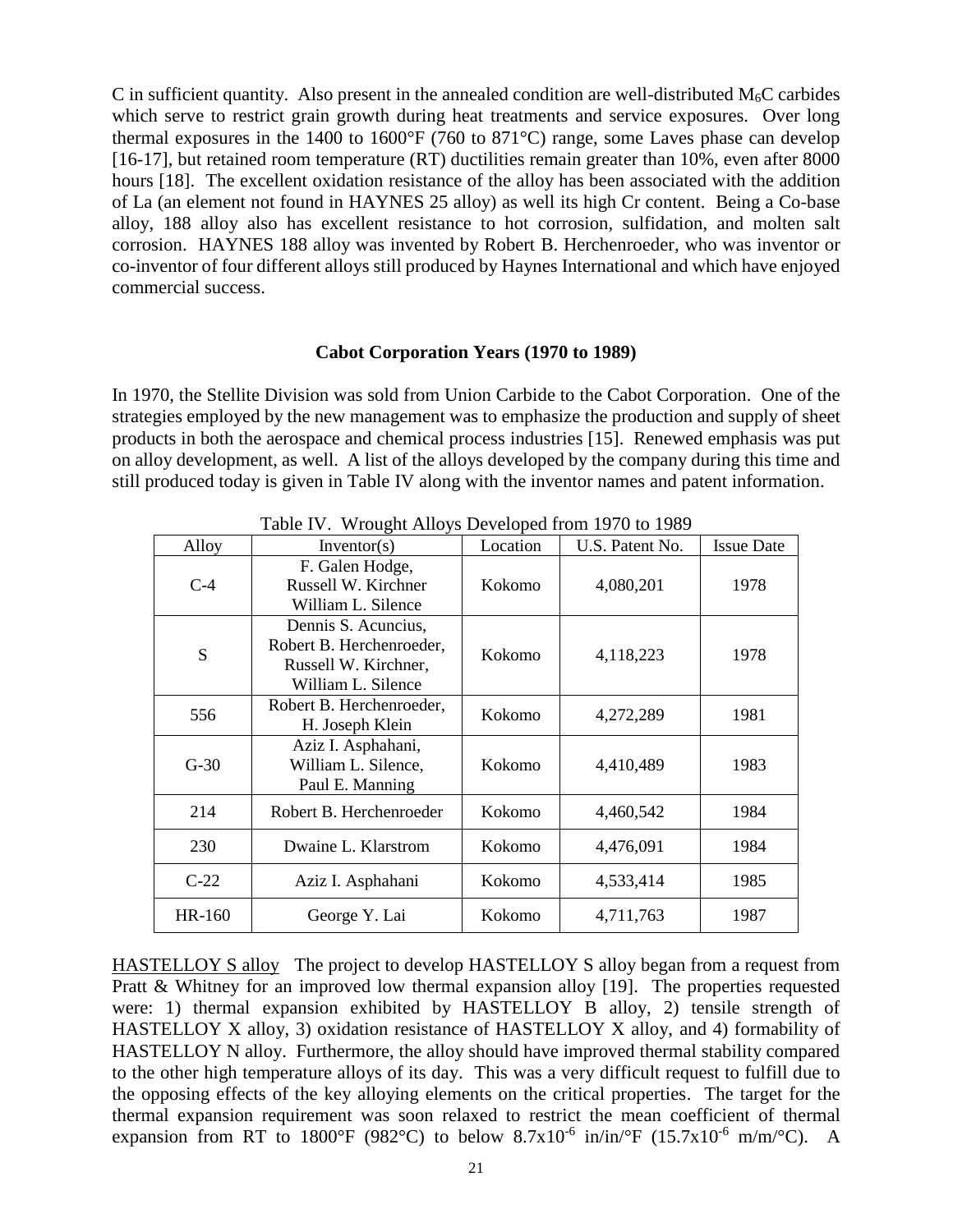C in sufficient quantity. Also present in the annealed condition are well-distributed $M_6C$ carbides which serve to restrict grain growth during heat treatments and service exposures. Over long thermal exposures in the 1400 to 1600°F (760 to 871°C) range, some Laves phase can develop [16-17], but retained room temperature (RT) ductilities remain greater than 10%, even after 8000 hours [18]. The excellent oxidation resistance of the alloy has been associated with the addition of La (an element not found in HAYNES 25 alloy) as well its high Cr content. Being a Co-base alloy, 188 alloy also has excellent resistance to hot corrosion, sulfidation, and molten salt corrosion. HAYNES 188 alloy was invented by Robert B. Herchenroeder, who was inventor or co-inventor of four different alloys still produced by Haynes International and which have enjoyed commercial success.

## Cabot Corporation Years (1970 to 1989)

In 1970, the Stellite Division was sold from Union Carbide to the Cabot Corporation. One of the strategies employed by the new management was to emphasize the production and supply of sheet products in both the aerospace and chemical process industries [15]. Renewed emphasis was put on alloy development, as well. A list of the alloys developed by the company during this time and still produced today is given in Table IV along with the inventor names and patent information.

Table IV. Wrought Alloys Developed from 1970 to 1989

| Alloy | Inventor(s) | Location | U.S. Patent No. | Issue Date |
|---|---|---|---|---|
| C-4 | F. Galen Hodge, Russell W. Kirchner William L. Silence | Kokomo | 4,080,201 | 1978 |
| S | Dennis S. Acuncius, Robert B. Herchenroeder, Russell W. Kirchner, William L. Silence | Kokomo | 4,118,223 | 1978 |
| 556 | Robert B. Herchenroeder, H. Joseph Klein | Kokomo | 4,272,289 | 1981 |
| G-30 | Aziz I. Asphahani, William L. Silence, Paul E. Manning | Kokomo | 4,410,489 | 1983 |
| 214 | Robert B. Herchenroeder | Kokomo | 4,460,542 | 1984 |
| 230 | Dwaine L. Klarstrom | Kokomo | 4,476,091 | 1984 |
| C-22 | Aziz I. Asphahani | Kokomo | 4,533,414 | 1985 |
| HR-160 | George Y. Lai | Kokomo | 4,711,763 | 1987 |

HASTELLOY S alloy The project to develop HASTELLOY S alloy began from a request from Pratt & Whitney for an improved low thermal expansion alloy [19]. The properties requested were: 1) thermal expansion exhibited by HASTELLOY B alloy, 2) tensile strength of HASTELLOY X alloy, 3) oxidation resistance of HASTELLOY X alloy, and 4) formability of HASTELLOY N alloy. Furthermore, the alloy should have improved thermal stability compared to the other high temperature alloys of its day. This was a very difficult request to fulfill due to the opposing effects of the key alloying elements on the critical properties. The target for the thermal expansion requirement was soon relaxed to restrict the mean coefficient of thermal expansion from RT to 1800°F (982°C) to below $8.7 \times 10^{-6}$ in/in/°F ($15.7 \times 10^{-6}$ m/m/°C). A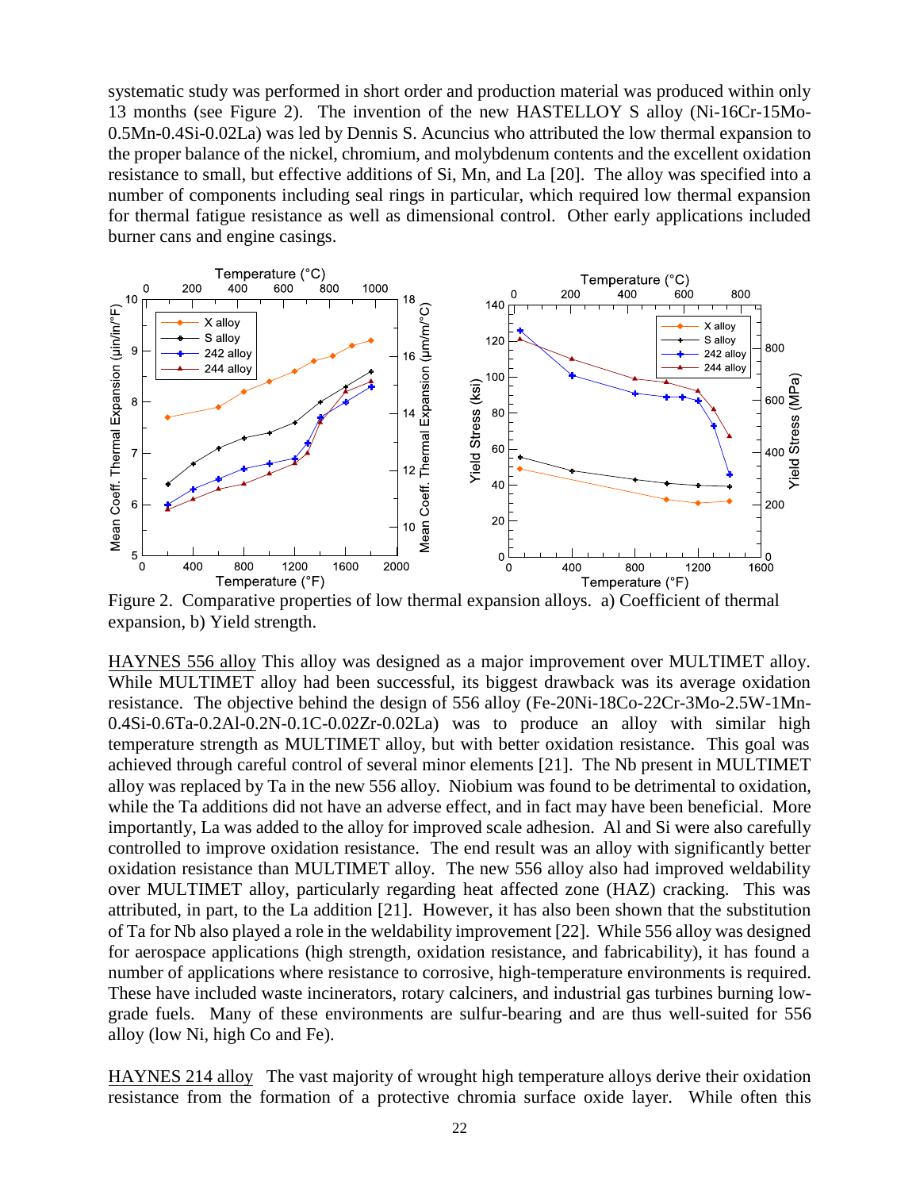systematic study was performed in short order and production material was produced within only 13 months (see Figure 2). The invention of the new HASTELLOY S alloy (Ni-16Cr-15Mo-0.5Mn-0.4Si-0.02La) was led by Dennis S. Acuncius who attributed the low thermal expansion to the proper balance of the nickel, chromium, and molybdenum contents and the excellent oxidation resistance to small, but effective additions of Si, Mn, and La [20]. The alloy was specified into a number of components including seal rings in particular, which required low thermal expansion for thermal fatigue resistance as well as dimensional control. Other early applications included burner cans and engine casings.

Figure 2. Comparative properties of low thermal expansion alloys. a) Coefficient of thermal expansion, b) Yield strength.

HAYNES 556 alloy This alloy was designed as a major improvement over MULTIMET alloy. While MULTIMET alloy had been successful, its biggest drawback was its average oxidation resistance. The objective behind the design of 556 alloy (Fe-20Ni-18Co-22Cr-3Mo-2.5W-1Mn-0.4Si-0.6Ta-0.2Al-0.2N-0.1C-0.02Zr-0.02La) was to produce an alloy with similar high temperature strength as MULTIMET alloy, but with better oxidation resistance. This goal was achieved through careful control of several minor elements [21]. The Nb present in MULTIMET alloy was replaced by Ta in the new 556 alloy. Niobium was found to be detrimental to oxidation, while the Ta additions did not have an adverse effect, and in fact may have been beneficial. More importantly, La was added to the alloy for improved scale adhesion. Al and Si were also carefully controlled to improve oxidation resistance. The end result was an alloy with significantly better oxidation resistance than MULTIMET alloy. The new 556 alloy also had improved weldability over MULTIMET alloy, particularly regarding heat affected zone (HAZ) cracking. This was attributed, in part, to the La addition [21]. However, it has also been shown that the substitution of Ta for Nb also played a role in the weldability improvement [22]. While 556 alloy was designed for aerospace applications (high strength, oxidation resistance, and fabricability), it has found a number of applications where resistance to corrosive, high-temperature environments is required. These have included waste incinerators, rotary calciners, and industrial gas turbines burning low-grade fuels. Many of these environments are sulfur-bearing and are thus well-suited for 556 alloy (low Ni, high Co and Fe).

HAYNES 214 alloy The vast majority of wrought high temperature alloys derive their oxidation resistance from the formation of a protective chromia surface oxide layer. While often this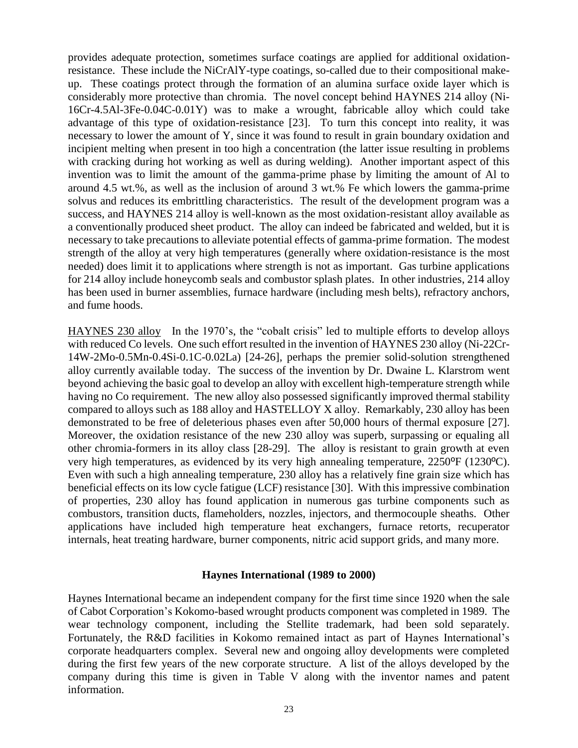provides adequate protection, sometimes surface coatings are applied for additional oxidation-resistance. These include the NiCrAlY-type coatings, so-called due to their compositional make-up. These coatings protect through the formation of an alumina surface oxide layer which is considerably more protective than chromia. The novel concept behind HAYNES 214 alloy (Ni-16Cr-4.5Al-3Fe-0.04C-0.01Y) was to make a wrought, fabricable alloy which could take advantage of this type of oxidation-resistance [23]. To turn this concept into reality, it was necessary to lower the amount of Y, since it was found to result in grain boundary oxidation and incipient melting when present in too high a concentration (the latter issue resulting in problems with cracking during hot working as well as during welding). Another important aspect of this invention was to limit the amount of the gamma-prime phase by limiting the amount of Al to around 4.5 wt.%, as well as the inclusion of around 3 wt.% Fe which lowers the gamma-prime solvus and reduces its embrittling characteristics. The result of the development program was a success, and HAYNES 214 alloy is well-known as the most oxidation-resistant alloy available as a conventionally produced sheet product. The alloy can indeed be fabricated and welded, but it is necessary to take precautions to alleviate potential effects of gamma-prime formation. The modest strength of the alloy at very high temperatures (generally where oxidation-resistance is the most needed) does limit it to applications where strength is not as important. Gas turbine applications for 214 alloy include honeycomb seals and combustor splash plates. In other industries, 214 alloy has been used in burner assemblies, furnace hardware (including mesh belts), refractory anchors, and fume hoods.

HAYNES 230 alloy In the 1970's, the "cobalt crisis" led to multiple efforts to develop alloys with reduced Co levels. One such effort resulted in the invention of HAYNES 230 alloy (Ni-22Cr-14W-2Mo-0.5Mn-0.4Si-0.1C-0.02La) [24-26], perhaps the premier solid-solution strengthened alloy currently available today. The success of the invention by Dr. Dwaine L. Klarstrom went beyond achieving the basic goal to develop an alloy with excellent high-temperature strength while having no Co requirement. The new alloy also possessed significantly improved thermal stability compared to alloys such as 188 alloy and HASTELLOY X alloy. Remarkably, 230 alloy has been demonstrated to be free of deleterious phases even after 50,000 hours of thermal exposure [27]. Moreover, the oxidation resistance of the new 230 alloy was superb, surpassing or equaling all other chromia-formers in its alloy class [28-29]. The alloy is resistant to grain growth at even very high temperatures, as evidenced by its very high annealing temperature, 2250ºF (1230ºC). Even with such a high annealing temperature, 230 alloy has a relatively fine grain size which has beneficial effects on its low cycle fatigue (LCF) resistance [30]. With this impressive combination of properties, 230 alloy has found application in numerous gas turbine components such as combustors, transition ducts, flameholders, nozzles, injectors, and thermocouple sheaths. Other applications have included high temperature heat exchangers, furnace retorts, recuperator internals, heat treating hardware, burner components, nitric acid support grids, and many more.

## Haynes International (1989 to 2000)

Haynes International became an independent company for the first time since 1920 when the sale of Cabot Corporation's Kokomo-based wrought products component was completed in 1989. The wear technology component, including the Stellite trademark, had been sold separately. Fortunately, the R&D facilities in Kokomo remained intact as part of Haynes International's corporate headquarters complex. Several new and ongoing alloy developments were completed during the first few years of the new corporate structure. A list of the alloys developed by the company during this time is given in Table V along with the inventor names and patent information.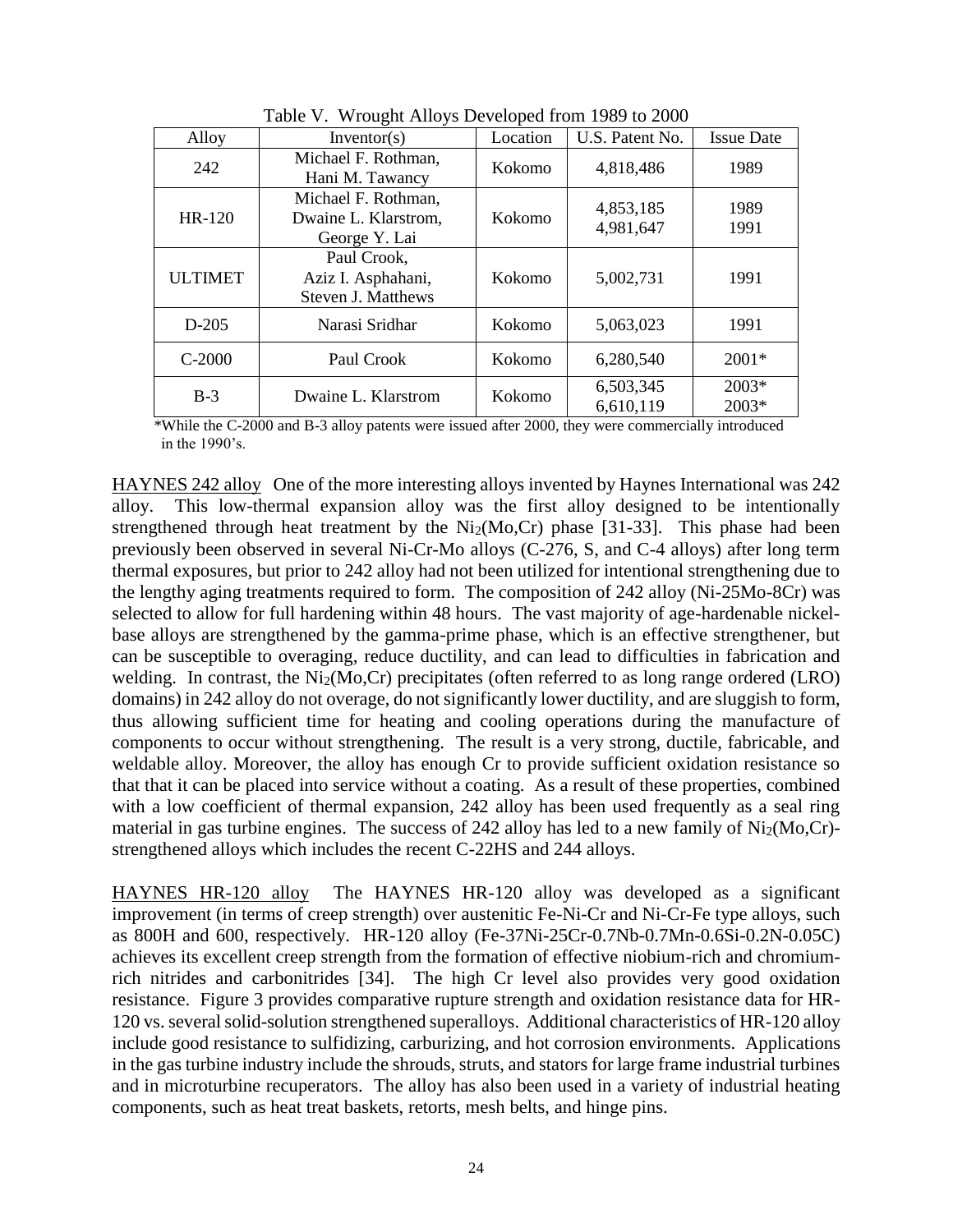Table V. Wrought Alloys Developed from 1989 to 2000

| Alloy | Inventor(s) | Location | U.S. Patent No. | Issue Date |
|---|---|---|---|---|
| 242 | Michael F. Rothman, Hani M. Tawancy | Kokomo | 4,818,486 | 1989 |
| HR-120 | Michael F. Rothman, Dwaine L. Klarstrom, George Y. Lai | Kokomo | 4,853,185<br>4,981,647 | 1989<br>1991 |
| ULTIMET | Paul Crook, Aziz I. Asphahani, Steven J. Matthews | Kokomo | 5,002,731 | 1991 |
| D-205 | Narasi Sridhar | Kokomo | 5,063,023 | 1991 |
| C-2000 | Paul Crook | Kokomo | 6,280,540 | 2001* |
| B-3 | Dwaine L. Klarstrom | Kokomo | 6,503,345<br>6,610,119 | 2003*<br>2003* |

*While the C-2000 and B-3 alloy patents were issued after 2000, they were commercially introduced in the 1990's.

<u>HAYNES 242 alloy</u> One of the more interesting alloys invented by Haynes International was 242 alloy. This low-thermal expansion alloy was the first alloy designed to be intentionally strengthened through heat treatment by the $Ni_2(Mo,Cr)$ phase [31-33]. This phase had been previously been observed in several Ni-Cr-Mo alloys (C-276, S, and C-4 alloys) after long term thermal exposures, but prior to 242 alloy had not been utilized for intentional strengthening due to the lengthy aging treatments required to form. The composition of 242 alloy (Ni-25Mo-8Cr) was selected to allow for full hardening within 48 hours. The vast majority of age-hardenable nickel-base alloys are strengthened by the gamma-prime phase, which is an effective strengthener, but can be susceptible to overaging, reduce ductility, and can lead to difficulties in fabrication and welding. In contrast, the $Ni_2(Mo,Cr)$ precipitates (often referred to as long range ordered (LRO) domains) in 242 alloy do not overage, do not significantly lower ductility, and are sluggish to form, thus allowing sufficient time for heating and cooling operations during the manufacture of components to occur without strengthening. The result is a very strong, ductile, fabricable, and weldable alloy. Moreover, the alloy has enough Cr to provide sufficient oxidation resistance so that that it can be placed into service without a coating. As a result of these properties, combined with a low coefficient of thermal expansion, 242 alloy has been used frequently as a seal ring material in gas turbine engines. The success of 242 alloy has led to a new family of $Ni_2(Mo,Cr)$-strengthened alloys which includes the recent C-22HS and 244 alloys.

<u>HAYNES HR-120 alloy</u> The HAYNES HR-120 alloy was developed as a significant improvement (in terms of creep strength) over austenitic Fe-Ni-Cr and Ni-Cr-Fe type alloys, such as 800H and 600, respectively. HR-120 alloy (Fe-37Ni-25Cr-0.7Nb-0.7Mn-0.6Si-0.2N-0.05C) achieves its excellent creep strength from the formation of effective niobium-rich and chromium-rich nitrides and carbonitrides [34]. The high Cr level also provides very good oxidation resistance. Figure 3 provides comparative rupture strength and oxidation resistance data for HR-120 vs. several solid-solution strengthened superalloys. Additional characteristics of HR-120 alloy include good resistance to sulfidizing, carburizing, and hot corrosion environments. Applications in the gas turbine industry include the shrouds, struts, and stators for large frame industrial turbines and in microturbine recuperators. The alloy has also been used in a variety of industrial heating components, such as heat treat baskets, retorts, mesh belts, and hinge pins.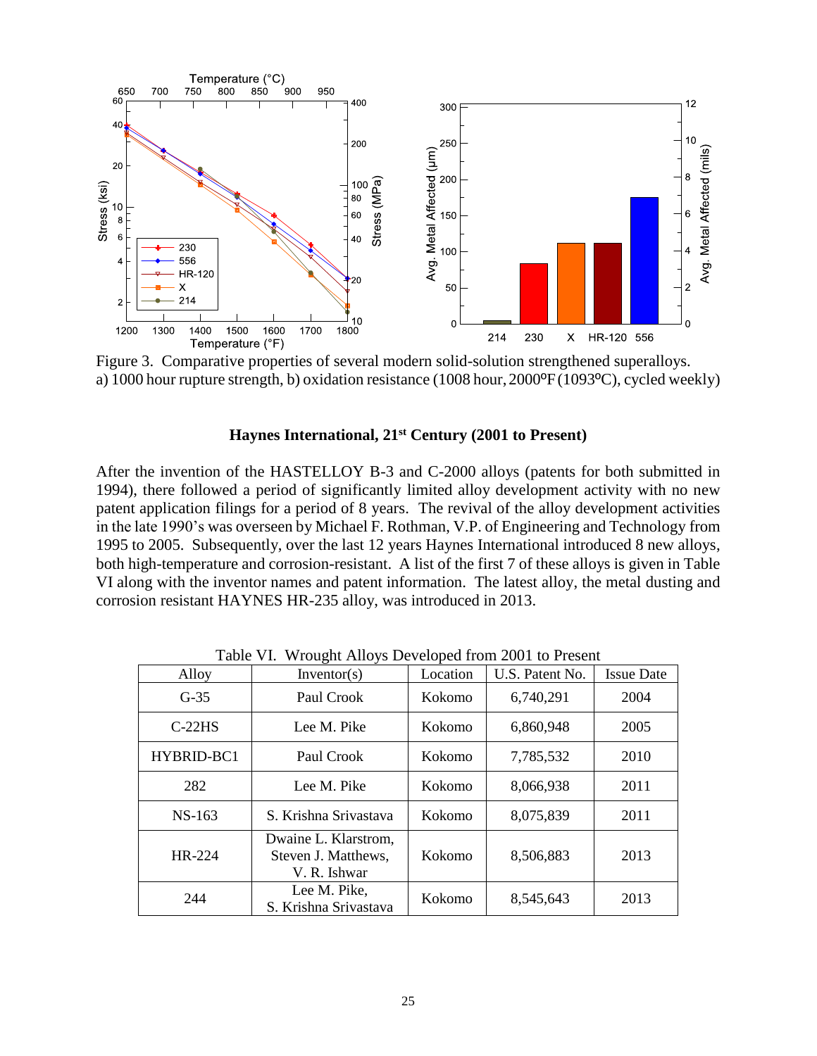Figure 3. Comparative properties of several modern solid-solution strengthened superalloys. a) 1000 hour rupture strength, b) oxidation resistance (1008 hour, 2000ºF (1093ºC), cycled weekly)

## Haynes International, 21st Century (2001 to Present)

After the invention of the HASTELLOY B-3 and C-2000 alloys (patents for both submitted in 1994), there followed a period of significantly limited alloy development activity with no new patent application filings for a period of 8 years. The revival of the alloy development activities in the late 1990's was overseen by Michael F. Rothman, V.P. of Engineering and Technology from 1995 to 2005. Subsequently, over the last 12 years Haynes International introduced 8 new alloys, both high-temperature and corrosion-resistant. A list of the first 7 of these alloys is given in Table VI along with the inventor names and patent information. The latest alloy, the metal dusting and corrosion resistant HAYNES HR-235 alloy, was introduced in 2013.

Table VI. Wrought Alloys Developed from 2001 to Present

| Alloy | Inventor(s) | Location | U.S. Patent No. | Issue Date |
|---|---|---|---|---|
| G-35 | Paul Crook | Kokomo | 6,740,291 | 2004 |
| C-22HS | Lee M. Pike | Kokomo | 6,860,948 | 2005 |
| HYBRID-BC1 | Paul Crook | Kokomo | 7,785,532 | 2010 |
| 282 | Lee M. Pike | Kokomo | 8,066,938 | 2011 |
| NS-163 | S. Krishna Srivastava | Kokomo | 8,075,839 | 2011 |
| HR-224 | Dwaine L. Klarstrom, Steven J. Matthews, V. R. Ishwar | Kokomo | 8,506,883 | 2013 |
| 244 | Lee M. Pike, S. Krishna Srivastava | Kokomo | 8,545,643 | 2013 |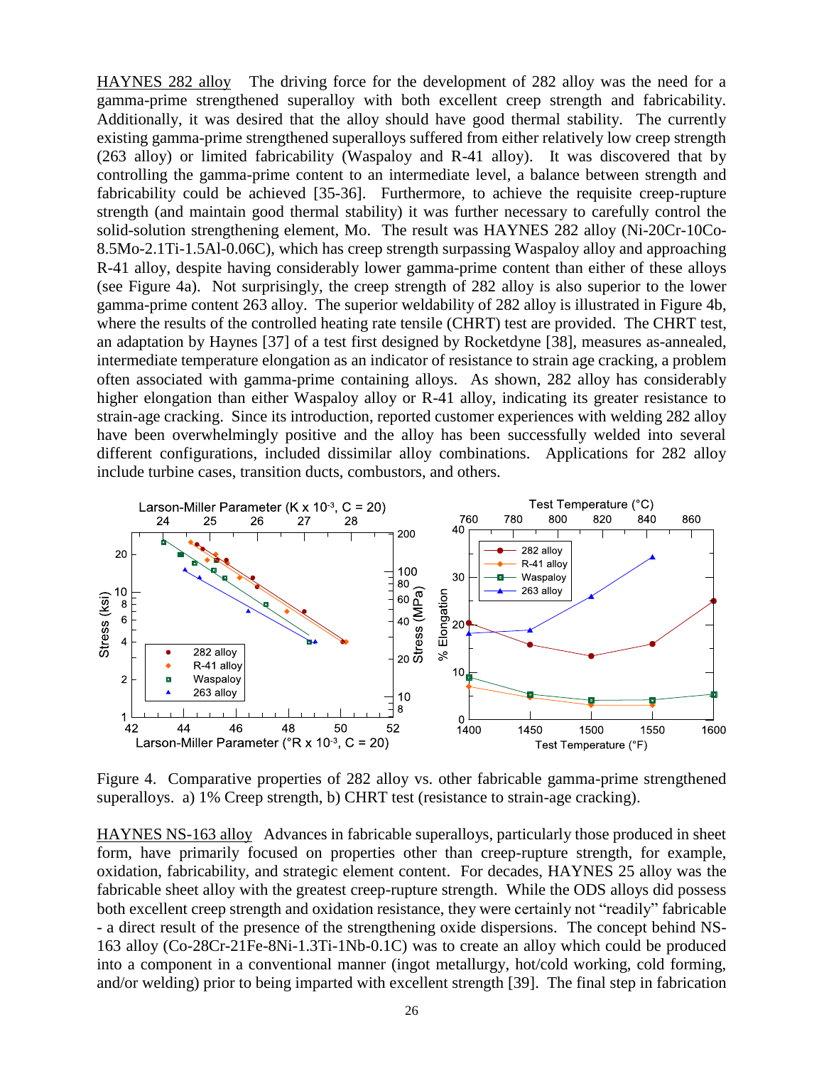HAYNES 282 alloy The driving force for the development of 282 alloy was the need for a gamma-prime strengthened superalloy with both excellent creep strength and fabricability. Additionally, it was desired that the alloy should have good thermal stability. The currently existing gamma-prime strengthened superalloys suffered from either relatively low creep strength (263 alloy) or limited fabricability (Waspaloy and R-41 alloy). It was discovered that by controlling the gamma-prime content to an intermediate level, a balance between strength and fabricability could be achieved [35-36]. Furthermore, to achieve the requisite creep-rupture strength (and maintain good thermal stability) it was further necessary to carefully control the solid-solution strengthening element, Mo. The result was HAYNES 282 alloy (Ni-20Cr-10Co-8.5Mo-2.1Ti-1.5Al-0.06C), which has creep strength surpassing Waspaloy alloy and approaching R-41 alloy, despite having considerably lower gamma-prime content than either of these alloys (see Figure 4a). Not surprisingly, the creep strength of 282 alloy is also superior to the lower gamma-prime content 263 alloy. The superior weldability of 282 alloy is illustrated in Figure 4b, where the results of the controlled heating rate tensile (CHRT) test are provided. The CHRT test, an adaptation by Haynes [37] of a test first designed by Rocketdyne [38], measures as-annealed, intermediate temperature elongation as an indicator of resistance to strain age cracking, a problem often associated with gamma-prime containing alloys. As shown, 282 alloy has considerably higher elongation than either Waspaloy alloy or R-41 alloy, indicating its greater resistance to strain-age cracking. Since its introduction, reported customer experiences with welding 282 alloy have been overwhelmingly positive and the alloy has been successfully welded into several different configurations, included dissimilar alloy combinations. Applications for 282 alloy include turbine cases, transition ducts, combustors, and others.

Figure 4. Comparative properties of 282 alloy vs. other fabricable gamma-prime strengthened superalloys. a) 1% Creep strength, b) CHRT test (resistance to strain-age cracking).

HAYNES NS-163 alloy Advances in fabricable superalloys, particularly those produced in sheet form, have primarily focused on properties other than creep-rupture strength, for example, oxidation, fabricability, and strategic element content. For decades, HAYNES 25 alloy was the fabricable sheet alloy with the greatest creep-rupture strength. While the ODS alloys did possess both excellent creep strength and oxidation resistance, they were certainly not "readily" fabricable - a direct result of the presence of the strengthening oxide dispersions. The concept behind NS-163 alloy (Co-28Cr-21Fe-8Ni-1.3Ti-1Nb-0.1C) was to create an alloy which could be produced into a component in a conventional manner (ingot metallurgy, hot/cold working, cold forming, and/or welding) prior to being imparted with excellent strength [39]. The final step in fabrication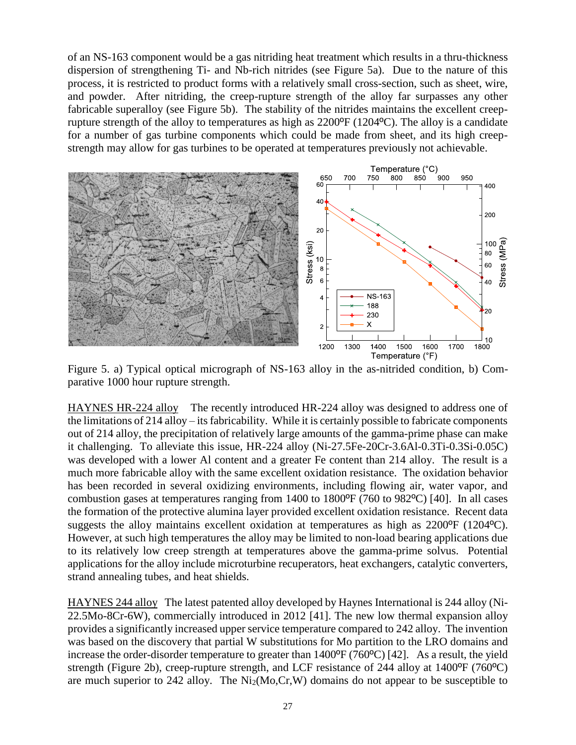of an NS-163 component would be a gas nitriding heat treatment which results in a thru-thickness dispersion of strengthening Ti- and Nb-rich nitrides (see Figure 5a). Due to the nature of this process, it is restricted to product forms with a relatively small cross-section, such as sheet, wire, and powder. After nitriding, the creep-rupture strength of the alloy far surpasses any other fabricable superalloy (see Figure 5b). The stability of the nitrides maintains the excellent creep-rupture strength of the alloy to temperatures as high as 2200ºF (1204ºC). The alloy is a candidate for a number of gas turbine components which could be made from sheet, and its high creep-strength may allow for gas turbines to be operated at temperatures previously not achievable.

Figure 5. a) Typical optical micrograph of NS-163 alloy in the as-nitrided condition, b) Comparative 1000 hour rupture strength.

<u>HAYNES HR-224 alloy</u> The recently introduced HR-224 alloy was designed to address one of the limitations of 214 alloy – its fabricability. While it is certainly possible to fabricate components out of 214 alloy, the precipitation of relatively large amounts of the gamma-prime phase can make it challenging. To alleviate this issue, HR-224 alloy (Ni-27.5Fe-20Cr-3.6Al-0.3Ti-0.3Si-0.05C) was developed with a lower Al content and a greater Fe content than 214 alloy. The result is a much more fabricable alloy with the same excellent oxidation resistance. The oxidation behavior has been recorded in several oxidizing environments, including flowing air, water vapor, and combustion gases at temperatures ranging from 1400 to 1800ºF (760 to 982ºC) [40]. In all cases the formation of the protective alumina layer provided excellent oxidation resistance. Recent data suggests the alloy maintains excellent oxidation at temperatures as high as 2200ºF (1204ºC). However, at such high temperatures the alloy may be limited to non-load bearing applications due to its relatively low creep strength at temperatures above the gamma-prime solvus. Potential applications for the alloy include microturbine recuperators, heat exchangers, catalytic converters, strand annealing tubes, and heat shields.

<u>HAYNES 244 alloy</u> The latest patented alloy developed by Haynes International is 244 alloy (Ni-22.5Mo-8Cr-6W), commercially introduced in 2012 [41]. The new low thermal expansion alloy provides a significantly increased upper service temperature compared to 242 alloy. The invention was based on the discovery that partial W substitutions for Mo partition to the LRO domains and increase the order-disorder temperature to greater than 1400ºF (760ºC) [42]. As a result, the yield strength (Figure 2b), creep-rupture strength, and LCF resistance of 244 alloy at 1400ºF (760ºC) are much superior to 242 alloy. The $Ni_2(Mo,Cr,W)$ domains do not appear to be susceptible to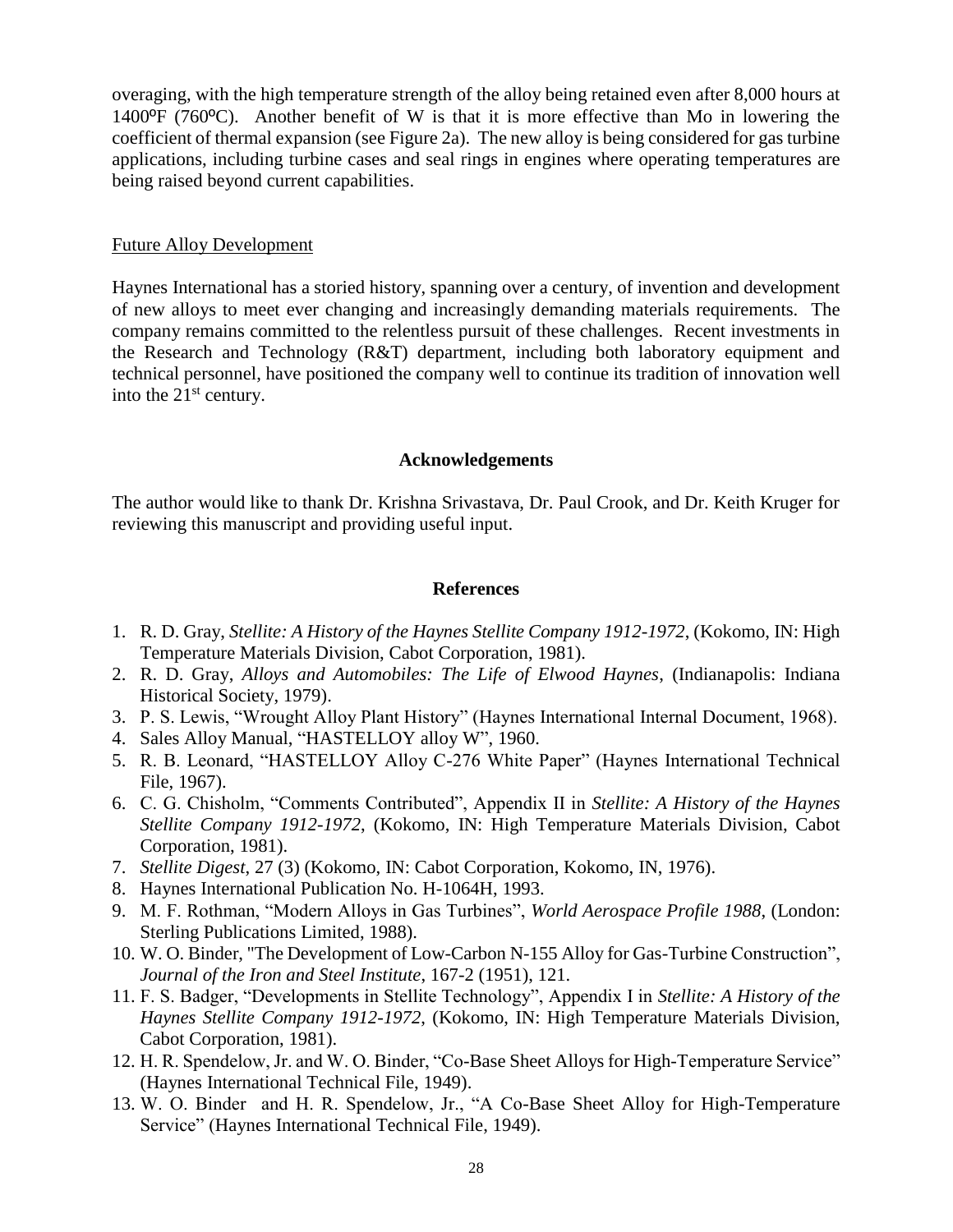overaging, with the high temperature strength of the alloy being retained even after 8,000 hours at 1400ºF (760ºC). Another benefit of W is that it is more effective than Mo in lowering the coefficient of thermal expansion (see Figure 2a). The new alloy is being considered for gas turbine applications, including turbine cases and seal rings in engines where operating temperatures are being raised beyond current capabilities.

## Future Alloy Development

Haynes International has a storied history, spanning over a century, of invention and development of new alloys to meet ever changing and increasingly demanding materials requirements. The company remains committed to the relentless pursuit of these challenges. Recent investments in the Research and Technology (R&T) department, including both laboratory equipment and technical personnel, have positioned the company well to continue its tradition of innovation well into the 21st century.

## Acknowledgements

The author would like to thank Dr. Krishna Srivastava, Dr. Paul Crook, and Dr. Keith Kruger for reviewing this manuscript and providing useful input.

## References

1. R. D. Gray, *Stellite: A History of the Haynes Stellite Company 1912-1972*, (Kokomo, IN: High Temperature Materials Division, Cabot Corporation, 1981).
2. R. D. Gray, *Alloys and Automobiles: The Life of Elwood Haynes*, (Indianapolis: Indiana Historical Society, 1979).
3. P. S. Lewis, "Wrought Alloy Plant History" (Haynes International Internal Document, 1968).
4. Sales Alloy Manual, "HASTELLOY alloy W", 1960.
5. R. B. Leonard, "HASTELLOY Alloy C-276 White Paper" (Haynes International Technical File, 1967).
6. C. G. Chisholm, "Comments Contributed", Appendix II in *Stellite: A History of the Haynes Stellite Company 1912-1972*, (Kokomo, IN: High Temperature Materials Division, Cabot Corporation, 1981).
7. *Stellite Digest*, 27 (3) (Kokomo, IN: Cabot Corporation, Kokomo, IN, 1976).
8. Haynes International Publication No. H-1064H, 1993.
9. M. F. Rothman, "Modern Alloys in Gas Turbines", *World Aerospace Profile 1988*, (London: Sterling Publications Limited, 1988).
10. W. O. Binder, "The Development of Low-Carbon N-155 Alloy for Gas-Turbine Construction", *Journal of the Iron and Steel Institute*, 167-2 (1951), 121.
11. F. S. Badger, "Developments in Stellite Technology", Appendix I in *Stellite: A History of the Haynes Stellite Company 1912-1972*, (Kokomo, IN: High Temperature Materials Division, Cabot Corporation, 1981).
12. H. R. Spendelow, Jr. and W. O. Binder, "Co-Base Sheet Alloys for High-Temperature Service" (Haynes International Technical File, 1949).
13. W. O. Binder and H. R. Spendelow, Jr., "A Co-Base Sheet Alloy for High-Temperature Service" (Haynes International Technical File, 1949).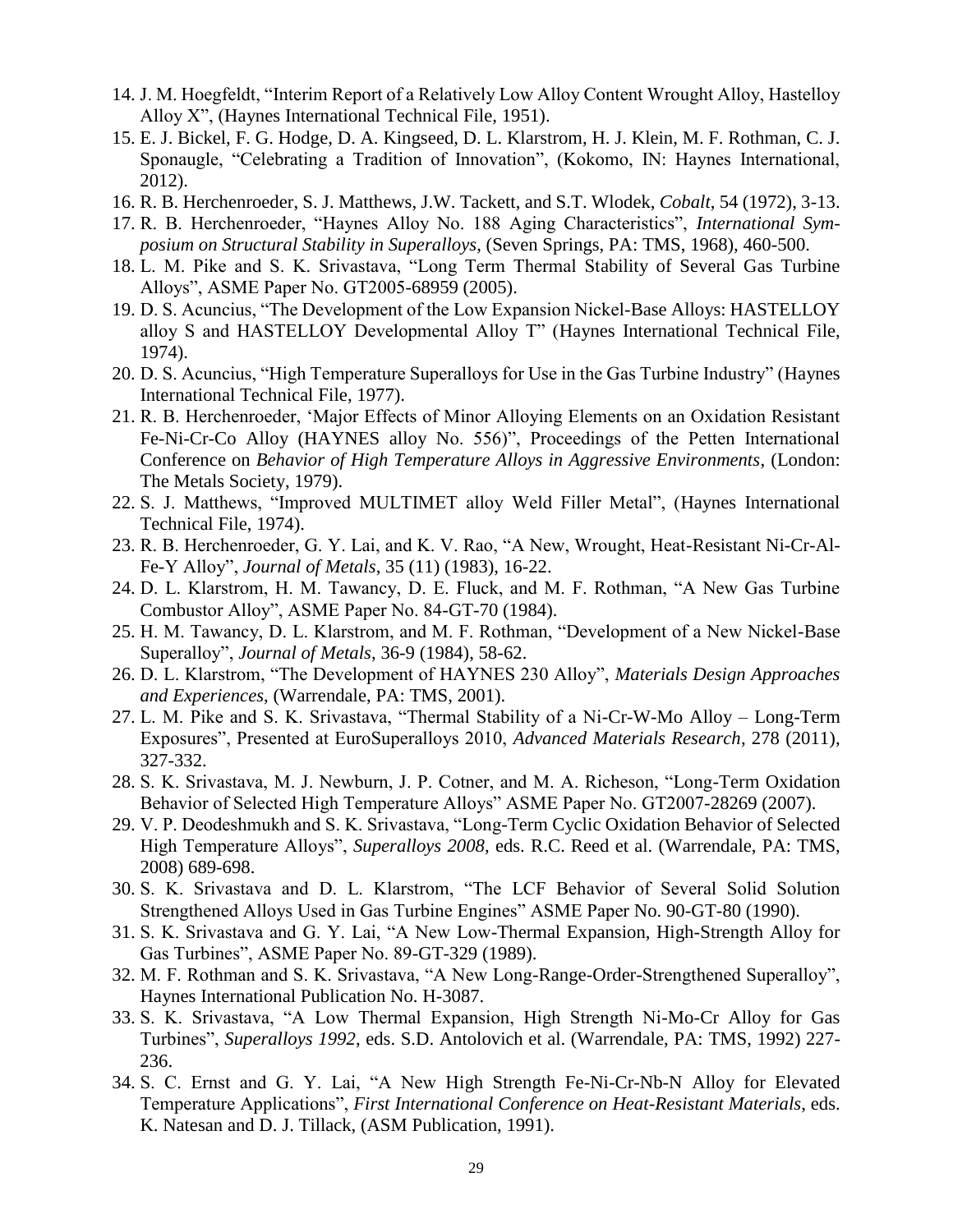14. J. M. Hoegfeldt, "Interim Report of a Relatively Low Alloy Content Wrought Alloy, Hastelloy Alloy X", (Haynes International Technical File, 1951).
15. E. J. Bickel, F. G. Hodge, D. A. Kingseed, D. L. Klarstrom, H. J. Klein, M. F. Rothman, C. J. Sponaugle, "Celebrating a Tradition of Innovation", (Kokomo, IN: Haynes International, 2012).
16. R. B. Herchenroeder, S. J. Matthews, J.W. Tackett, and S.T. Wlodek, *Cobalt*, 54 (1972), 3-13.
17. R. B. Herchenroeder, "Haynes Alloy No. 188 Aging Characteristics", *International Symposium on Structural Stability in Superalloys*, (Seven Springs, PA: TMS, 1968), 460-500.
18. L. M. Pike and S. K. Srivastava, "Long Term Thermal Stability of Several Gas Turbine Alloys", ASME Paper No. GT2005-68959 (2005).
19. D. S. Acuncius, "The Development of the Low Expansion Nickel-Base Alloys: HASTELLOY alloy S and HASTELLOY Developmental Alloy T" (Haynes International Technical File, 1974).
20. D. S. Acuncius, "High Temperature Superalloys for Use in the Gas Turbine Industry" (Haynes International Technical File, 1977).
21. R. B. Herchenroeder, 'Major Effects of Minor Alloying Elements on an Oxidation Resistant Fe-Ni-Cr-Co Alloy (HAYNES alloy No. 556)", Proceedings of the Petten International Conference on *Behavior of High Temperature Alloys in Aggressive Environments*, (London: The Metals Society, 1979).
22. S. J. Matthews, "Improved MULTIMET alloy Weld Filler Metal", (Haynes International Technical File, 1974).
23. R. B. Herchenroeder, G. Y. Lai, and K. V. Rao, "A New, Wrought, Heat-Resistant Ni-Cr-Al-Fe-Y Alloy", *Journal of Metals*, 35 (11) (1983), 16-22.
24. D. L. Klarstrom, H. M. Tawancy, D. E. Fluck, and M. F. Rothman, "A New Gas Turbine Combustor Alloy", ASME Paper No. 84-GT-70 (1984).
25. H. M. Tawancy, D. L. Klarstrom, and M. F. Rothman, "Development of a New Nickel-Base Superalloy", *Journal of Metals*, 36-9 (1984), 58-62.
26. D. L. Klarstrom, "The Development of HAYNES 230 Alloy", *Materials Design Approaches and Experiences*, (Warrendale, PA: TMS, 2001).
27. L. M. Pike and S. K. Srivastava, "Thermal Stability of a Ni-Cr-W-Mo Alloy – Long-Term Exposures", Presented at EuroSuperalloys 2010, *Advanced Materials Research*, 278 (2011), 327-332.
28. S. K. Srivastava, M. J. Newburn, J. P. Cotner, and M. A. Richeson, "Long-Term Oxidation Behavior of Selected High Temperature Alloys" ASME Paper No. GT2007-28269 (2007).
29. V. P. Deodeshmukh and S. K. Srivastava, "Long-Term Cyclic Oxidation Behavior of Selected High Temperature Alloys", *Superalloys 2008*, eds. R.C. Reed et al. (Warrendale, PA: TMS, 2008) 689-698.
30. S. K. Srivastava and D. L. Klarstrom, "The LCF Behavior of Several Solid Solution Strengthened Alloys Used in Gas Turbine Engines" ASME Paper No. 90-GT-80 (1990).
31. S. K. Srivastava and G. Y. Lai, "A New Low-Thermal Expansion, High-Strength Alloy for Gas Turbines", ASME Paper No. 89-GT-329 (1989).
32. M. F. Rothman and S. K. Srivastava, "A New Long-Range-Order-Strengthened Superalloy", Haynes International Publication No. H-3087.
33. S. K. Srivastava, "A Low Thermal Expansion, High Strength Ni-Mo-Cr Alloy for Gas Turbines", *Superalloys 1992*, eds. S.D. Antolovich et al. (Warrendale, PA: TMS, 1992) 227-236.
34. S. C. Ernst and G. Y. Lai, "A New High Strength Fe-Ni-Cr-Nb-N Alloy for Elevated Temperature Applications", *First International Conference on Heat-Resistant Materials*, eds. K. Natesan and D. J. Tillack, (ASM Publication, 1991).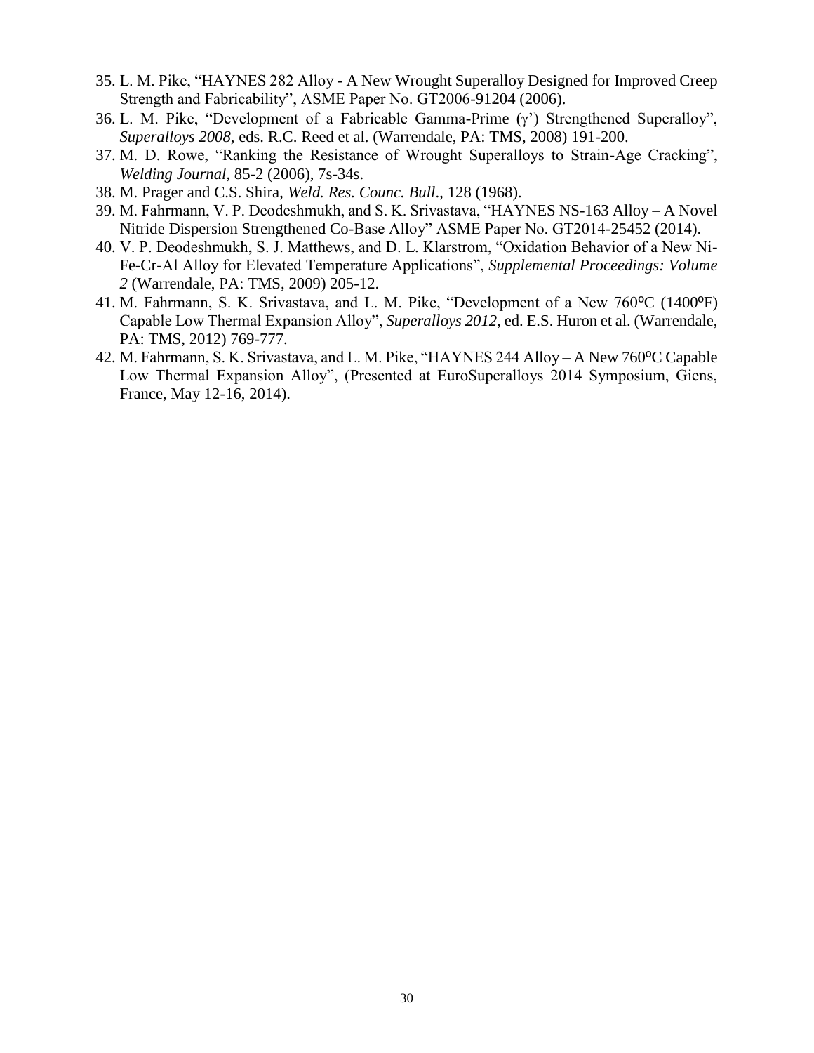35. L. M. Pike, “HAYNES 282 Alloy - A New Wrought Superalloy Designed for Improved Creep Strength and Fabricability”, ASME Paper No. GT2006-91204 (2006).
36. L. M. Pike, “Development of a Fabricable Gamma-Prime (γ’) Strengthened Superalloy”, *Superalloys 2008*, eds. R.C. Reed et al. (Warrendale, PA: TMS, 2008) 191-200.
37. M. D. Rowe, “Ranking the Resistance of Wrought Superalloys to Strain-Age Cracking”, *Welding Journal*, 85-2 (2006), 7s-34s.
38. M. Prager and C.S. Shira, *Weld. Res. Counc. Bull.*, 128 (1968).
39. M. Fahrmann, V. P. Deodeshmukh, and S. K. Srivastava, “HAYNES NS-163 Alloy – A Novel Nitride Dispersion Strengthened Co-Base Alloy” ASME Paper No. GT2014-25452 (2014).
40. V. P. Deodeshmukh, S. J. Matthews, and D. L. Klarstrom, “Oxidation Behavior of a New Ni-Fe-Cr-Al Alloy for Elevated Temperature Applications”, *Supplemental Proceedings: Volume 2* (Warrendale, PA: TMS, 2009) 205-12.
41. M. Fahrmann, S. K. Srivastava, and L. M. Pike, “Development of a New 760ºC (1400ºF) Capable Low Thermal Expansion Alloy”, *Superalloys 2012*, ed. E.S. Huron et al. (Warrendale, PA: TMS, 2012) 769-777.
42. M. Fahrmann, S. K. Srivastava, and L. M. Pike, “HAYNES 244 Alloy – A New 760ºC Capable Low Thermal Expansion Alloy”, (Presented at EuroSuperalloys 2014 Symposium, Giens, France, May 12-16, 2014).